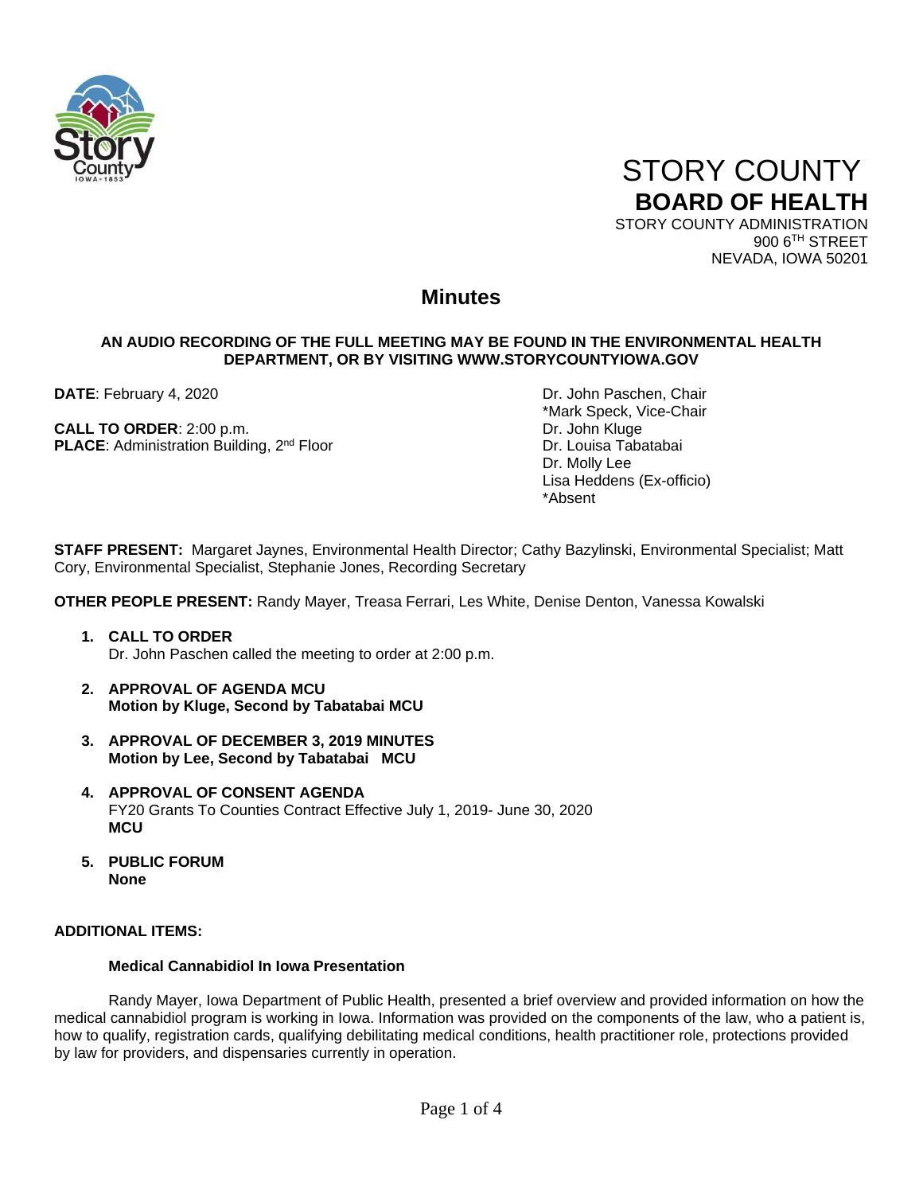# STORY COUNTY
## BOARD OF HEALTH

STORY COUNTY ADMINISTRATION
900 6TH STREET
NEVADA, IOWA 50201

## Minutes

**AN AUDIO RECORDING OF THE FULL MEETING MAY BE FOUND IN THE ENVIRONMENTAL HEALTH DEPARTMENT, OR BY VISITING WWW.STORYCOUNTYIOWA.GOV**

**DATE**: February 4, 2020

**CALL TO ORDER**: 2:00 p.m.
**PLACE**: Administration Building, 2nd Floor

Dr. John Paschen, Chair
*Mark Speck, Vice-Chair
Dr. John Kluge
Dr. Louisa Tabatabai
Dr. Molly Lee
Lisa Heddens (Ex-officio)
*Absent

**STAFF PRESENT:** Margaret Jaynes, Environmental Health Director; Cathy Bazylinski, Environmental Specialist; Matt Cory, Environmental Specialist, Stephanie Jones, Recording Secretary

**OTHER PEOPLE PRESENT:** Randy Mayer, Treasa Ferrari, Les White, Denise Denton, Vanessa Kowalski

1. **CALL TO ORDER**
   Dr. John Paschen called the meeting to order at 2:00 p.m.

2. **APPROVAL OF AGENDA MCU**
   **Motion by Kluge, Second by Tabatabai MCU**

3. **APPROVAL OF DECEMBER 3, 2019 MINUTES**
   **Motion by Lee, Second by Tabatabai MCU**

4. **APPROVAL OF CONSENT AGENDA**
   FY20 Grants To Counties Contract Effective July 1, 2019- June 30, 2020
   **MCU**

5. **PUBLIC FORUM**
   **None**

**ADDITIONAL ITEMS:**

**Medical Cannabidiol In Iowa Presentation**

Randy Mayer, Iowa Department of Public Health, presented a brief overview and provided information on how the medical cannabidiol program is working in Iowa. Information was provided on the components of the law, who a patient is, how to qualify, registration cards, qualifying debilitating medical conditions, health practitioner role, protections provided by law for providers, and dispensaries currently in operation.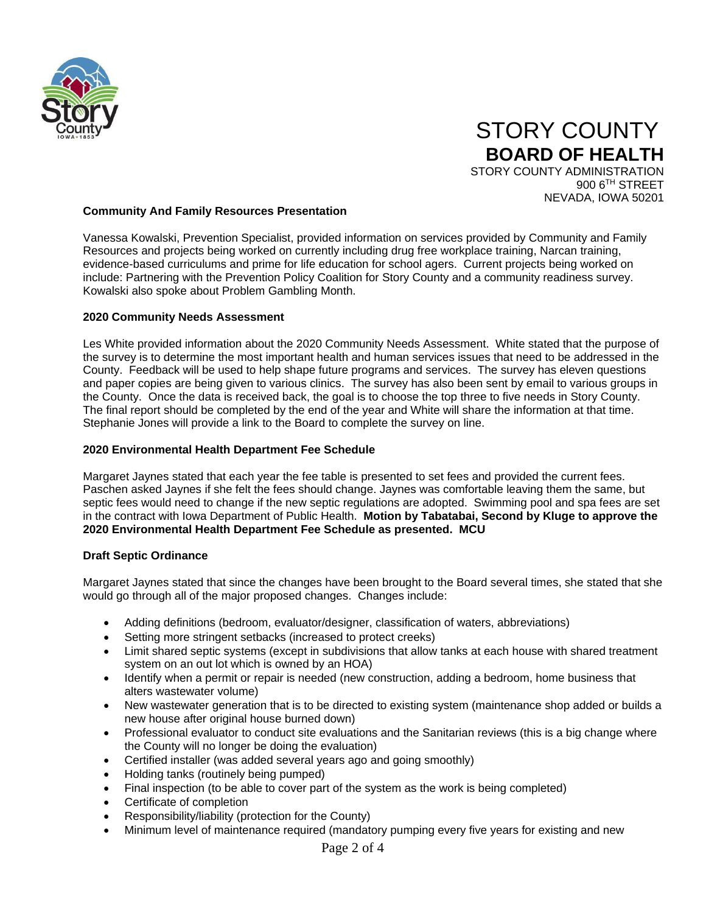# STORY COUNTY
## BOARD OF HEALTH

STORY COUNTY ADMINISTRATION
900 6TH STREET
NEVADA, IOWA 50201

### Community And Family Resources Presentation

Vanessa Kowalski, Prevention Specialist, provided information on services provided by Community and Family Resources and projects being worked on currently including drug free workplace training, Narcan training, evidence-based curriculums and prime for life education for school agers. Current projects being worked on include: Partnering with the Prevention Policy Coalition for Story County and a community readiness survey. Kowalski also spoke about Problem Gambling Month.

### 2020 Community Needs Assessment

Les White provided information about the 2020 Community Needs Assessment. White stated that the purpose of the survey is to determine the most important health and human services issues that need to be addressed in the County. Feedback will be used to help shape future programs and services. The survey has eleven questions and paper copies are being given to various clinics. The survey has also been sent by email to various groups in the County. Once the data is received back, the goal is to choose the top three to five needs in Story County. The final report should be completed by the end of the year and White will share the information at that time. Stephanie Jones will provide a link to the Board to complete the survey on line.

### 2020 Environmental Health Department Fee Schedule

Margaret Jaynes stated that each year the fee table is presented to set fees and provided the current fees. Paschen asked Jaynes if she felt the fees should change. Jaynes was comfortable leaving them the same, but septic fees would need to change if the new septic regulations are adopted. Swimming pool and spa fees are set in the contract with Iowa Department of Public Health. **Motion by Tabatabai, Second by Kluge to approve the 2020 Environmental Health Department Fee Schedule as presented. MCU**

### Draft Septic Ordinance

Margaret Jaynes stated that since the changes have been brought to the Board several times, she stated that she would go through all of the major proposed changes. Changes include:

- Adding definitions (bedroom, evaluator/designer, classification of waters, abbreviations)
- Setting more stringent setbacks (increased to protect creeks)
- Limit shared septic systems (except in subdivisions that allow tanks at each house with shared treatment system on an out lot which is owned by an HOA)
- Identify when a permit or repair is needed (new construction, adding a bedroom, home business that alters wastewater volume)
- New wastewater generation that is to be directed to existing system (maintenance shop added or builds a new house after original house burned down)
- Professional evaluator to conduct site evaluations and the Sanitarian reviews (this is a big change where the County will no longer be doing the evaluation)
- Certified installer (was added several years ago and going smoothly)
- Holding tanks (routinely being pumped)
- Final inspection (to be able to cover part of the system as the work is being completed)
- Certificate of completion
- Responsibility/liability (protection for the County)
- Minimum level of maintenance required (mandatory pumping every five years for existing and new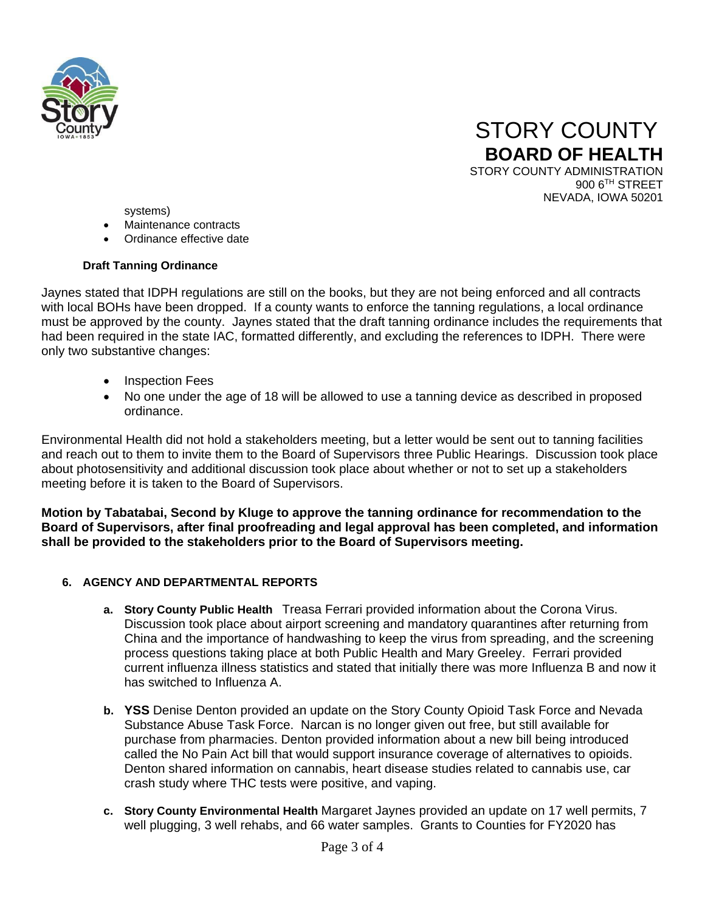systems)

- Maintenance contracts
- Ordinance effective date

**Draft Tanning Ordinance**

Jaynes stated that IDPH regulations are still on the books, but they are not being enforced and all contracts with local BOHs have been dropped. If a county wants to enforce the tanning regulations, a local ordinance must be approved by the county. Jaynes stated that the draft tanning ordinance includes the requirements that had been required in the state IAC, formatted differently, and excluding the references to IDPH. There were only two substantive changes:

- Inspection Fees
- No one under the age of 18 will be allowed to use a tanning device as described in proposed ordinance.

Environmental Health did not hold a stakeholders meeting, but a letter would be sent out to tanning facilities and reach out to them to invite them to the Board of Supervisors three Public Hearings. Discussion took place about photosensitivity and additional discussion took place about whether or not to set up a stakeholders meeting before it is taken to the Board of Supervisors.

**Motion by Tabatabai, Second by Kluge to approve the tanning ordinance for recommendation to the Board of Supervisors, after final proofreading and legal approval has been completed, and information shall be provided to the stakeholders prior to the Board of Supervisors meeting.**

**6. AGENCY AND DEPARTMENTAL REPORTS**

a. **Story County Public Health** Treasa Ferrari provided information about the Corona Virus. Discussion took place about airport screening and mandatory quarantines after returning from China and the importance of handwashing to keep the virus from spreading, and the screening process questions taking place at both Public Health and Mary Greeley. Ferrari provided current influenza illness statistics and stated that initially there was more Influenza B and now it has switched to Influenza A.

b. **YSS** Denise Denton provided an update on the Story County Opioid Task Force and Nevada Substance Abuse Task Force. Narcan is no longer given out free, but still available for purchase from pharmacies. Denton provided information about a new bill being introduced called the No Pain Act bill that would support insurance coverage of alternatives to opioids. Denton shared information on cannabis, heart disease studies related to cannabis use, car crash study where THC tests were positive, and vaping.

c. **Story County Environmental Health** Margaret Jaynes provided an update on 17 well permits, 7 well plugging, 3 well rehabs, and 66 water samples. Grants to Counties for FY2020 has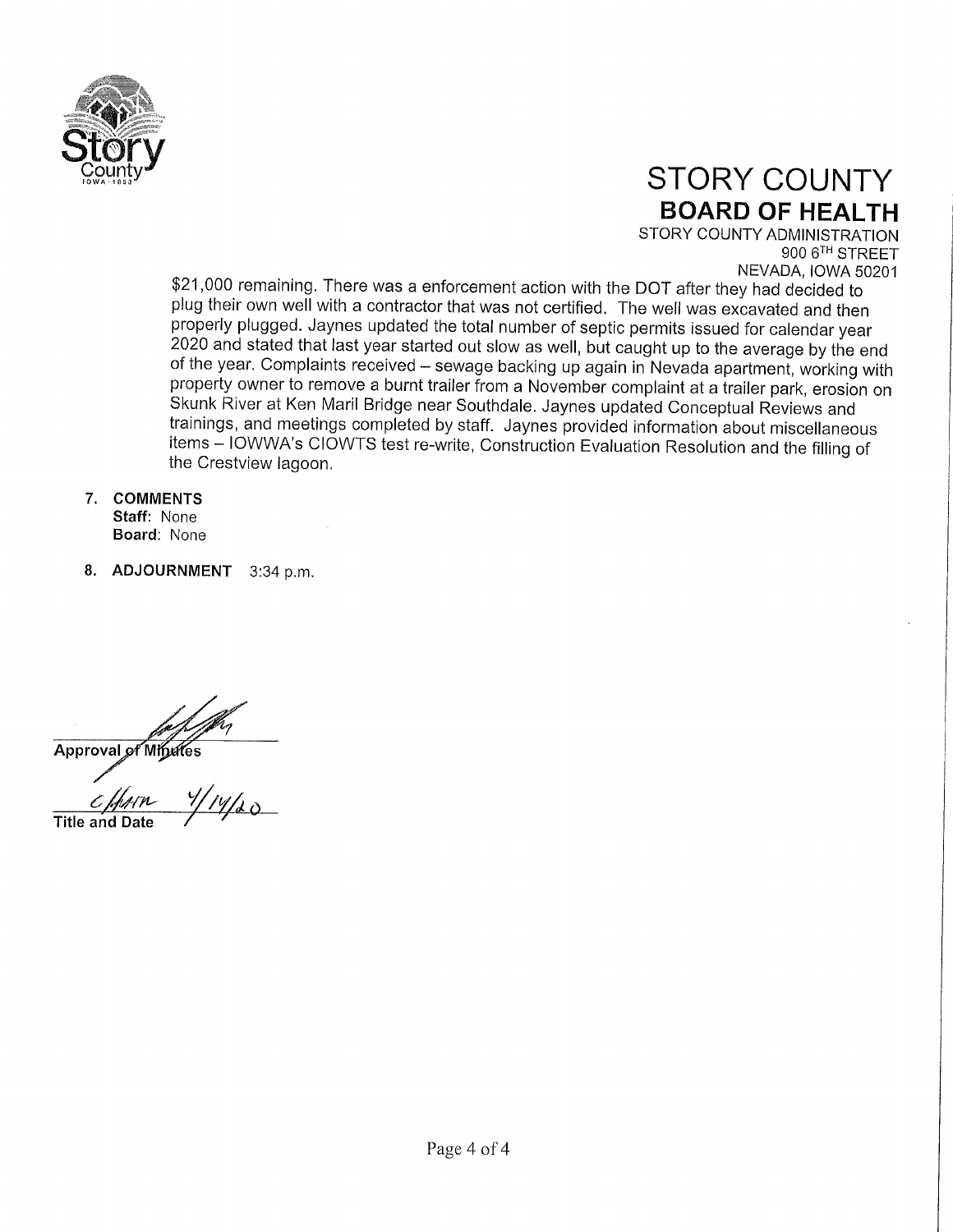# STORY COUNTY
## BOARD OF HEALTH

STORY COUNTY ADMINISTRATION
900 6TH STREET
NEVADA, IOWA 50201

$21,000 remaining. There was a enforcement action with the DOT after they had decided to plug their own well with a contractor that was not certified. The well was excavated and then properly plugged. Jaynes updated the total number of septic permits issued for calendar year 2020 and stated that last year started out slow as well, but caught up to the average by the end of the year. Complaints received – sewage backing up again in Nevada apartment, working with property owner to remove a burnt trailer from a November complaint at a trailer park, erosion on Skunk River at Ken Maril Bridge near Southdale. Jaynes updated Conceptual Reviews and trainings, and meetings completed by staff. Jaynes provided information about miscellaneous items – IOWWA's CIOWTS test re-write, Construction Evaluation Resolution and the filling of the Crestview lagoon.

7. **COMMENTS**
   **Staff**: None
   **Board**: None

8. **ADJOURNMENT** 3:34 p.m.

**Approval of Minutes**

Chair 4/14/20
**Title and Date**